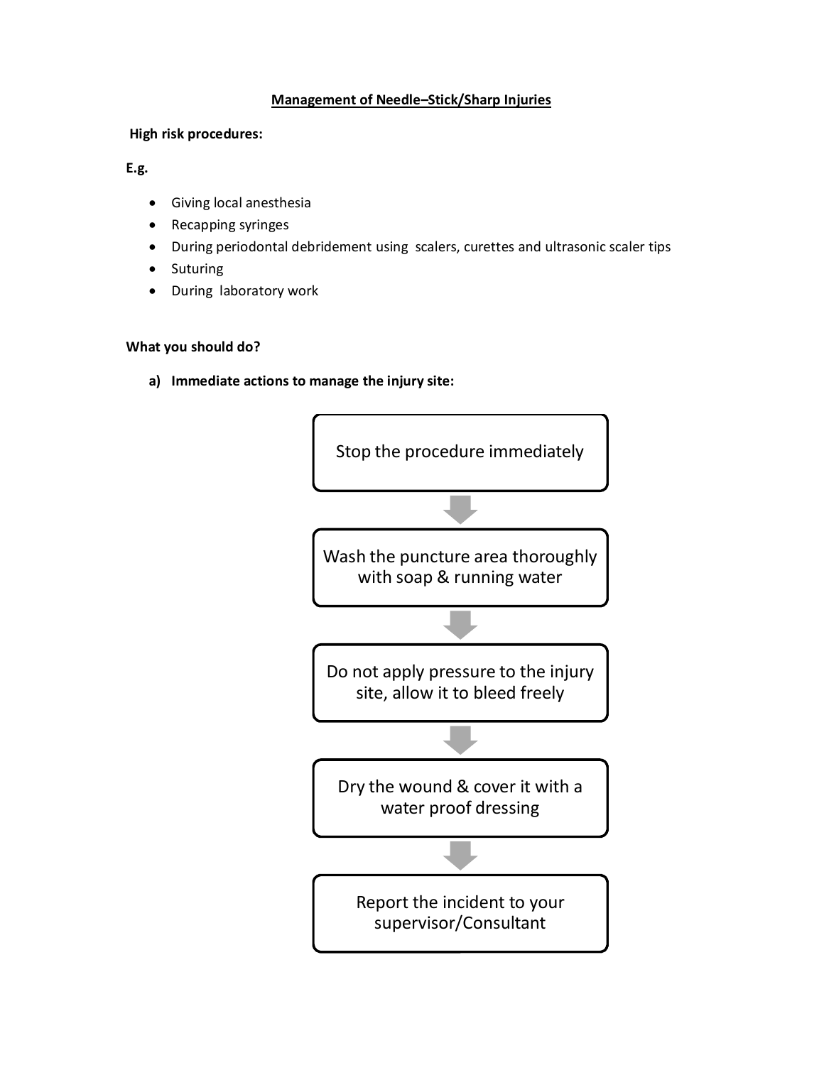# Management of Needle–Stick/Sharp Injuries

**High risk procedures:**

**E.g.**

- Giving local anesthesia
- Recapping syringes
- During periodontal debridement using scalers, curettes and ultrasonic scaler tips
- Suturing
- During laboratory work

**What you should do?**

**a) Immediate actions to manage the injury site:**

Stop the procedure immediately

↓

Wash the puncture area thoroughly with soap & running water

↓

Do not apply pressure to the injury site, allow it to bleed freely

↓

Dry the wound & cover it with a water proof dressing

↓

Report the incident to your supervisor/Consultant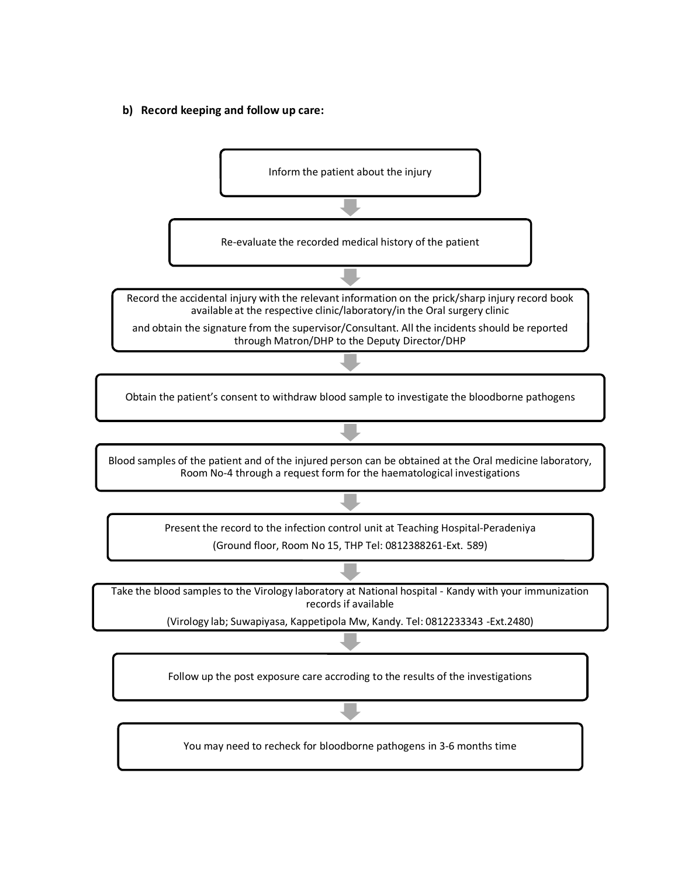**b) Record keeping and follow up care:**

Inform the patient about the injury

↓

Re-evaluate the recorded medical history of the patient

↓

Record the accidental injury with the relevant information on the prick/sharp injury record book available at the respective clinic/laboratory/in the Oral surgery clinic

and obtain the signature from the supervisor/Consultant. All the incidents should be reported through Matron/DHP to the Deputy Director/DHP

↓

Obtain the patient's consent to withdraw blood sample to investigate the bloodborne pathogens

↓

Blood samples of the patient and of the injured person can be obtained at the Oral medicine laboratory, Room No-4 through a request form for the haematological investigations

↓

Present the record to the infection control unit at Teaching Hospital-Peradeniya

(Ground floor, Room No 15, THP Tel: 0812388261-Ext. 589)

↓

Take the blood samples to the Virology laboratory at National hospital - Kandy with your immunization records if available

(Virology lab; Suwapiyasa, Kappetipola Mw, Kandy. Tel: 0812233343 -Ext.2480)

↓

Follow up the post exposure care accroding to the results of the investigations

↓

You may need to recheck for bloodborne pathogens in 3-6 months time